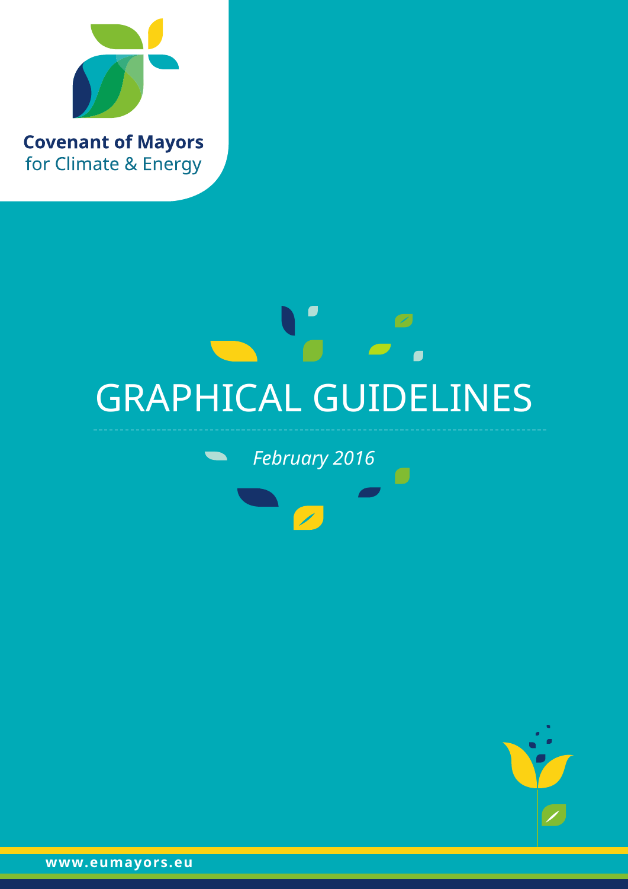**Covenant of Mayors**
for Climate & Energy

# GRAPHICAL GUIDELINES

*February 2016*

**www.eumayors.eu**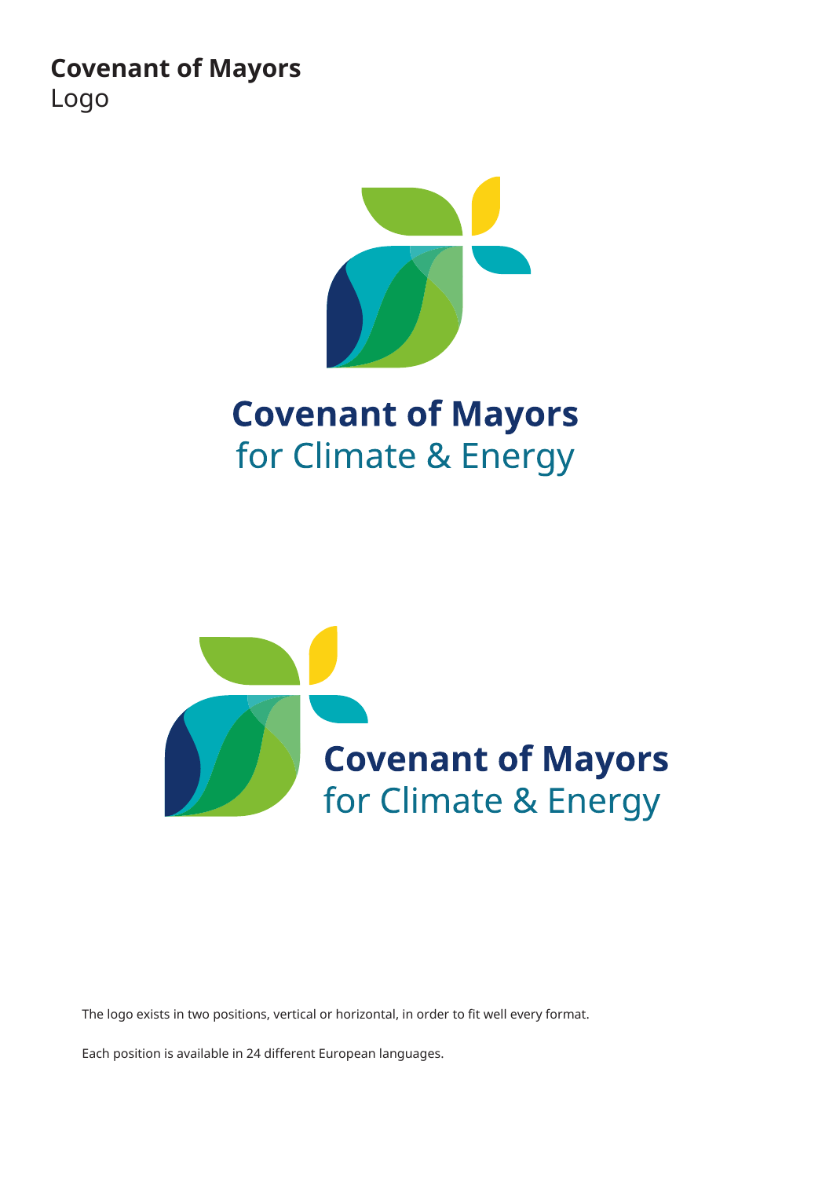# Covenant of Mayors
## Logo

Covenant of Mayors
for Climate & Energy

Covenant of Mayors
for Climate & Energy

The logo exists in two positions, vertical or horizontal, in order to fit well every format.

Each position is available in 24 different European languages.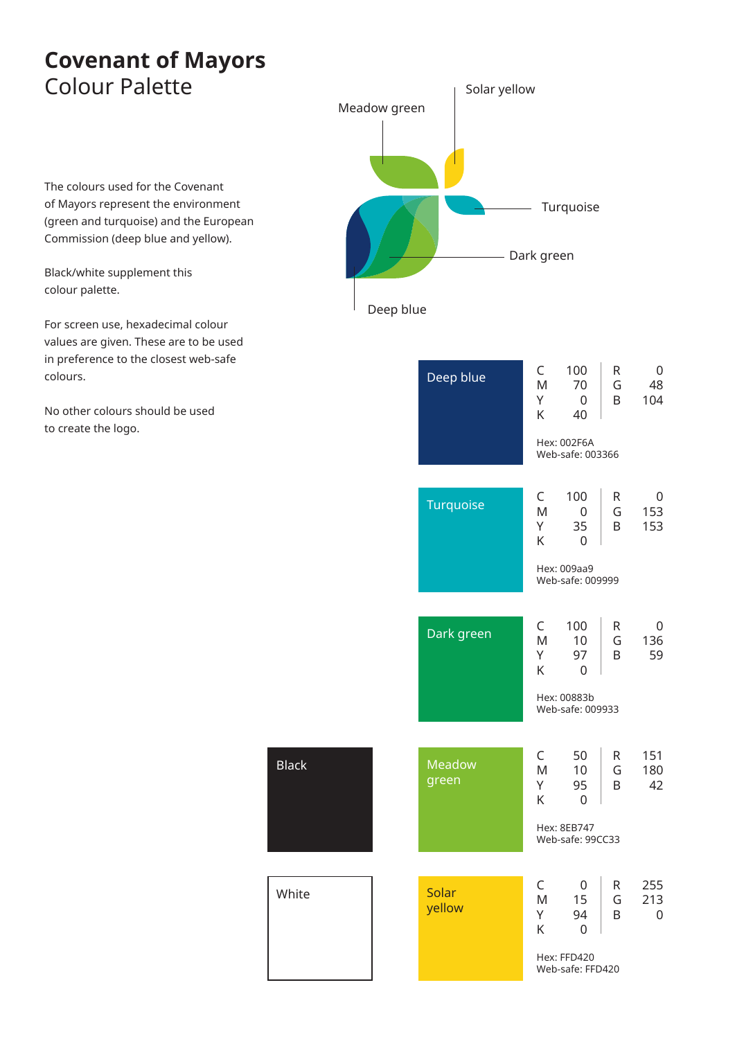# Covenant of Mayors
## Colour Palette

The colours used for the Covenant of Mayors represent the environment (green and turquoise) and the European Commission (deep blue and yellow).

Black/white supplement this colour palette.

For screen use, hexadecimal colour values are given. These are to be used in preference to the closest web-safe colours.

No other colours should be used to create the logo.

Meadow green

Solar yellow

Turquoise

Dark green

Deep blue

| Colour | C | M | Y | K | R | G | B | Hex | Web-safe |
|---|---|---|---|---|---|---|---|---|---|
| Deep blue | 100 | 70 | 0 | 40 | 0 | 48 | 104 | 002F6A | 003366 |
| Turquoise | 100 | 0 | 35 | 0 | 0 | 153 | 153 | 009aa9 | 009999 |
| Dark green | 100 | 10 | 97 | 0 | 0 | 136 | 59 | 00883b | 009933 |
| Meadow green | 50 | 10 | 95 | 0 | 151 | 180 | 42 | 8EB747 | 99CC33 |
| Solar yellow | 0 | 15 | 94 | 0 | 255 | 213 | 0 | FFD420 | FFD420 |

Black

White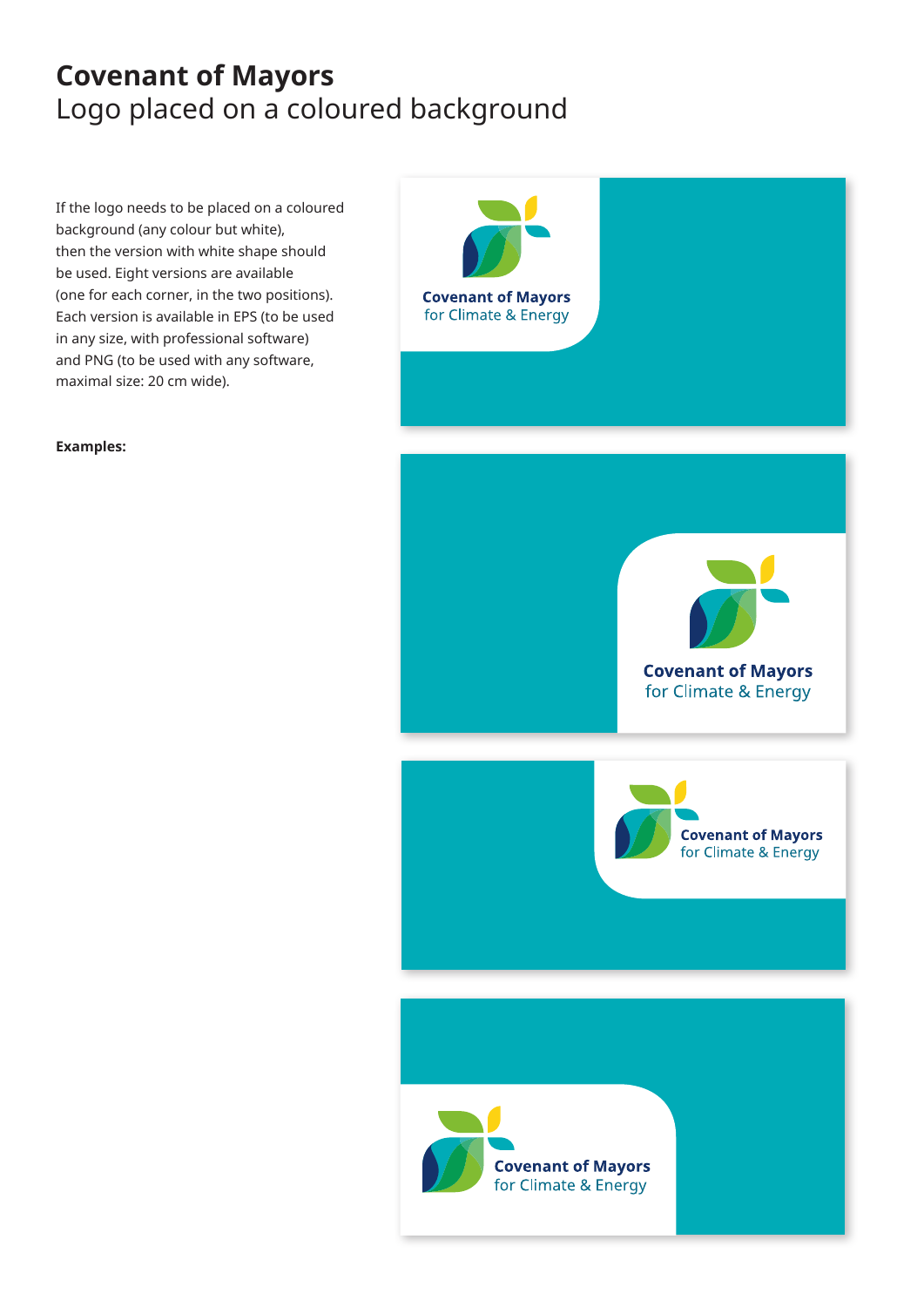# **Covenant of Mayors**
Logo placed on a coloured background

If the logo needs to be placed on a coloured background (any colour but white), then the version with white shape should be used. Eight versions are available (one for each corner, in the two positions). Each version is available in EPS (to be used in any size, with professional software) and PNG (to be used with any software, maximal size: 20 cm wide).

**Examples:**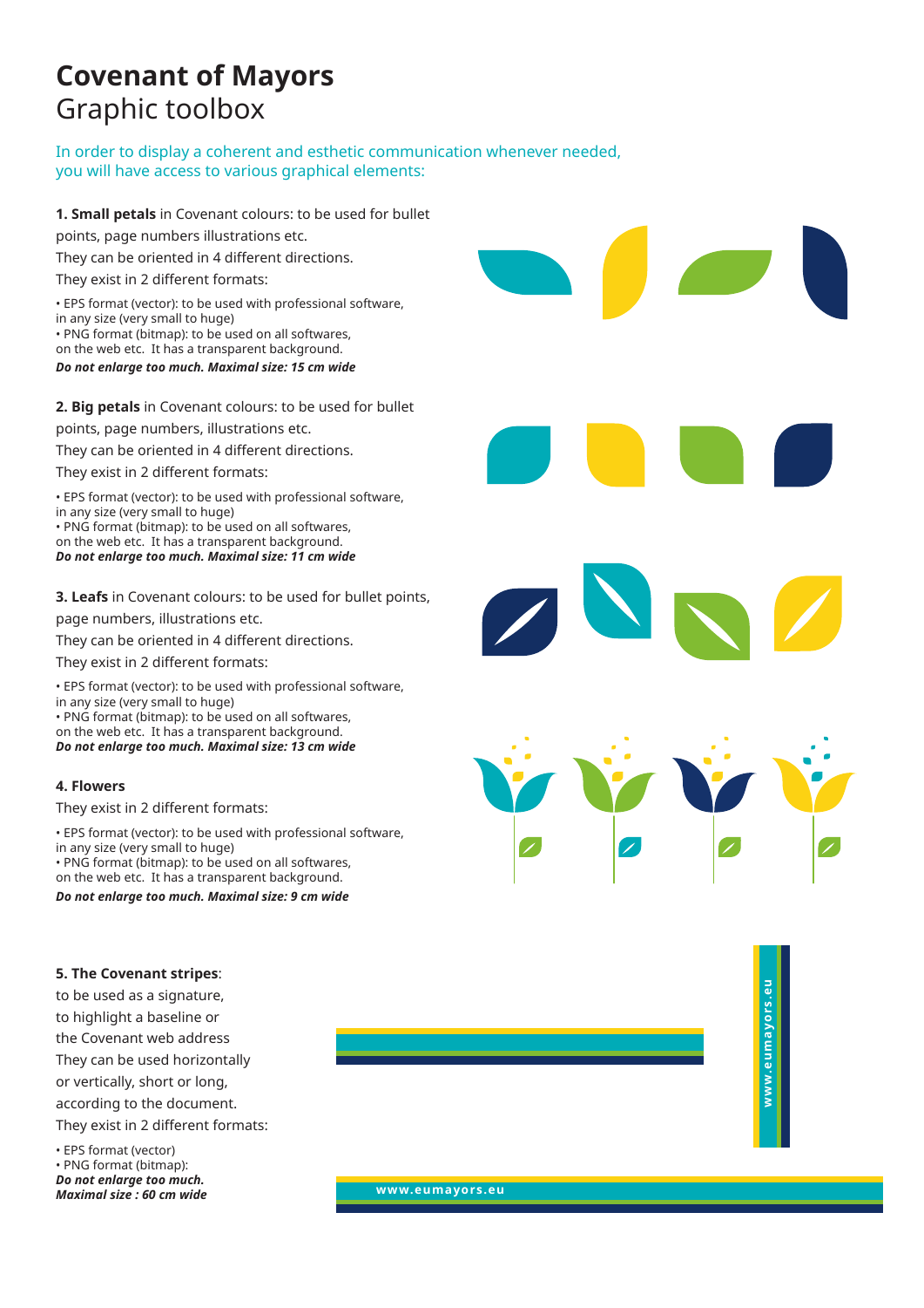# Covenant of Mayors
## Graphic toolbox

In order to display a coherent and esthetic communication whenever needed, you will have access to various graphical elements:

**1. Small petals** in Covenant colours: to be used for bullet points, page numbers illustrations etc.
They can be oriented in 4 different directions.
They exist in 2 different formats:

- EPS format (vector): to be used with professional software, in any size (very small to huge)
- PNG format (bitmap): to be used on all softwares, on the web etc. It has a transparent background.

***Do not enlarge too much. Maximal size: 15 cm wide***

**2. Big petals** in Covenant colours: to be used for bullet points, page numbers, illustrations etc.
They can be oriented in 4 different directions.
They exist in 2 different formats:

- EPS format (vector): to be used with professional software, in any size (very small to huge)
- PNG format (bitmap): to be used on all softwares, on the web etc. It has a transparent background.

***Do not enlarge too much. Maximal size: 11 cm wide***

**3. Leafs** in Covenant colours: to be used for bullet points, page numbers, illustrations etc.
They can be oriented in 4 different directions.
They exist in 2 different formats:

- EPS format (vector): to be used with professional software, in any size (very small to huge)
- PNG format (bitmap): to be used on all softwares, on the web etc. It has a transparent background.

***Do not enlarge too much. Maximal size: 13 cm wide***

**4. Flowers**

They exist in 2 different formats:

- EPS format (vector): to be used with professional software, in any size (very small to huge)
- PNG format (bitmap): to be used on all softwares, on the web etc. It has a transparent background.

***Do not enlarge too much. Maximal size: 9 cm wide***

**5. The Covenant stripes**:
to be used as a signature, to highlight a baseline or the Covenant web address
They can be used horizontally or vertically, short or long, according to the document.
They exist in 2 different formats:

- EPS format (vector)
- PNG format (bitmap):

***Do not enlarge too much. Maximal size : 60 cm wide***

www.eumayors.eu

www.eumayors.eu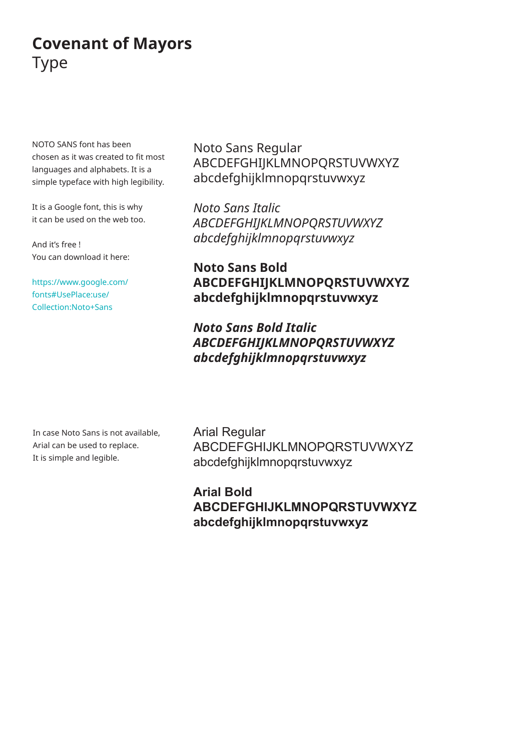# **Covenant of Mayors**
Type

NOTO SANS font has been chosen as it was created to fit most languages and alphabets. It is a simple typeface with high legibility.

It is a Google font, this is why it can be used on the web too.

And it's free !
You can download it here:

https://www.google.com/fonts#UsePlace:use/Collection:Noto+Sans

Noto Sans Regular
ABCDEFGHIJKLMNOPQRSTUVWXYZ
abcdefghijklmnopqrstuvwxyz

*Noto Sans Italic*
*ABCDEFGHIJKLMNOPQRSTUVWXYZ*
*abcdefghijklmnopqrstuvwxyz*

**Noto Sans Bold**
**ABCDEFGHIJKLMNOPQRSTUVWXYZ**
**abcdefghijklmnopqrstuvwxyz**

***Noto Sans Bold Italic***
***ABCDEFGHIJKLMNOPQRSTUVWXYZ***
***abcdefghijklmnopqrstuvwxyz***

In case Noto Sans is not available, Arial can be used to replace. It is simple and legible.

Arial Regular
ABCDEFGHIJKLMNOPQRSTUVWXYZ
abcdefghijklmnopqrstuvwxyz

**Arial Bold**
**ABCDEFGHIJKLMNOPQRSTUVWXYZ**
**abcdefghijklmnopqrstuvwxyz**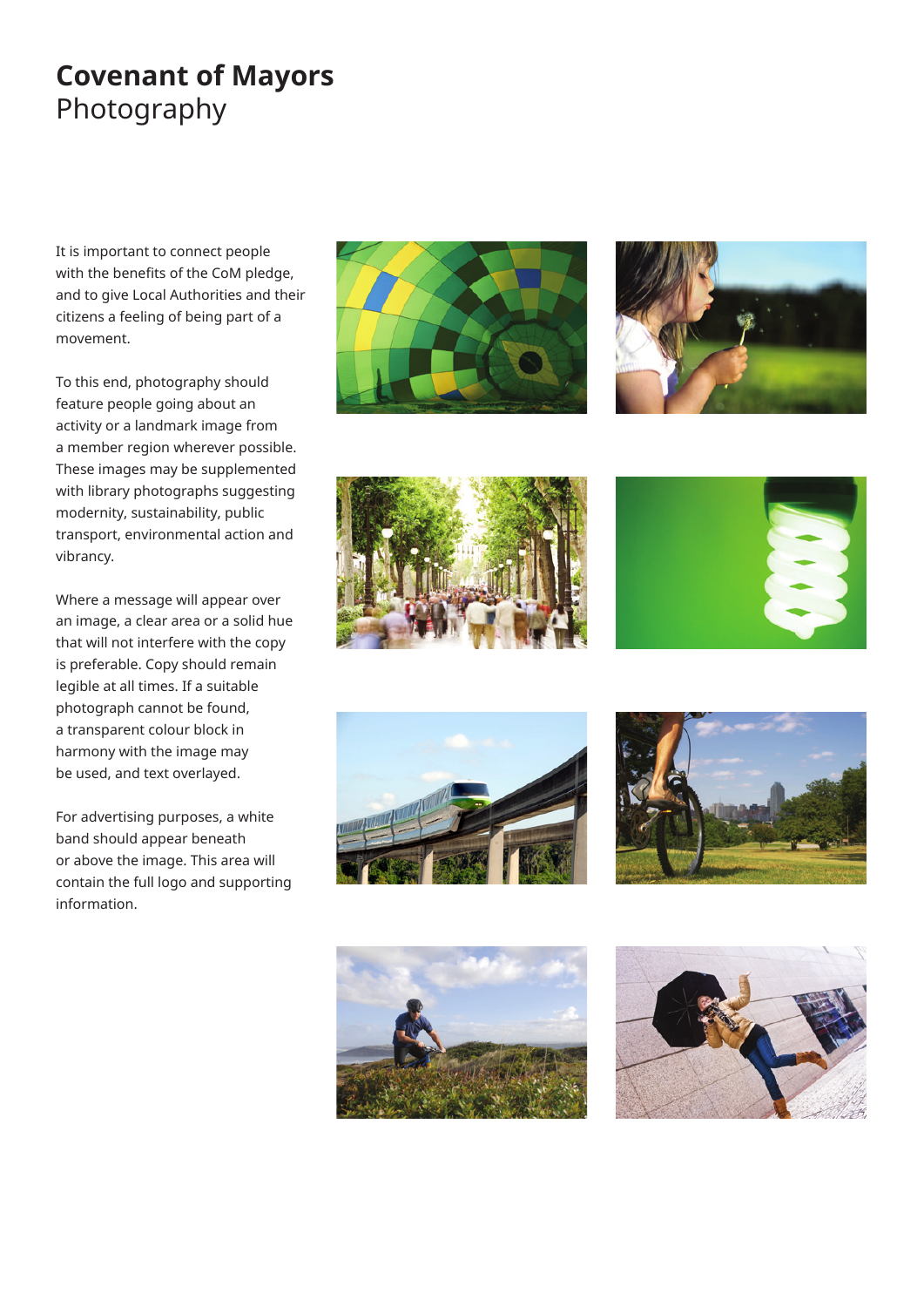# Covenant of Mayors
## Photography

It is important to connect people with the benefits of the CoM pledge, and to give Local Authorities and their citizens a feeling of being part of a movement.

To this end, photography should feature people going about an activity or a landmark image from a member region wherever possible. These images may be supplemented with library photographs suggesting modernity, sustainability, public transport, environmental action and vibrancy.

Where a message will appear over an image, a clear area or a solid hue that will not interfere with the copy is preferable. Copy should remain legible at all times. If a suitable photograph cannot be found, a transparent colour block in harmony with the image may be used, and text overlayed.

For advertising purposes, a white band should appear beneath or above the image. This area will contain the full logo and supporting information.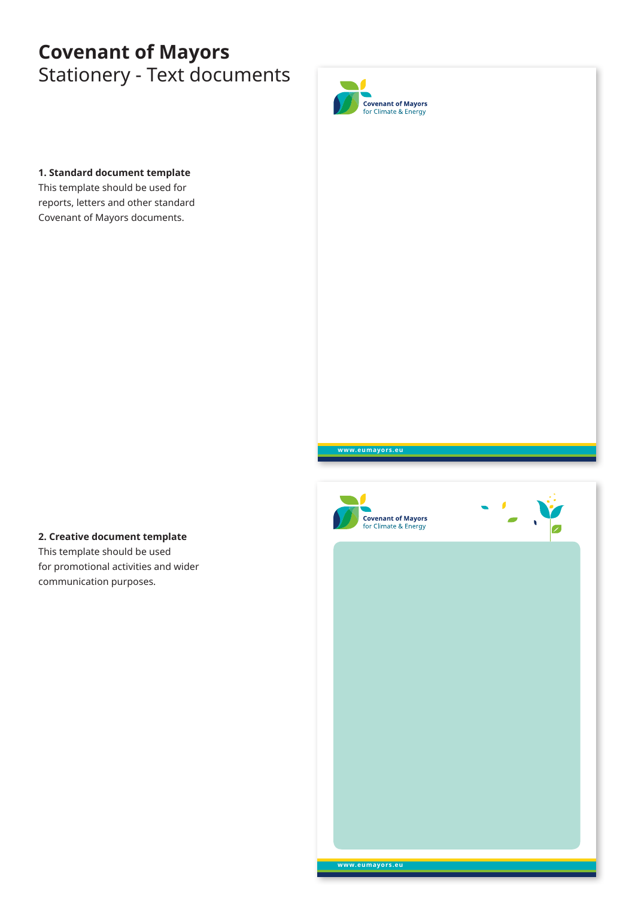# Covenant of Mayors
## Stationery - Text documents

**1. Standard document template**
This template should be used for reports, letters and other standard Covenant of Mayors documents.

**2. Creative document template**
This template should be used for promotional activities and wider communication purposes.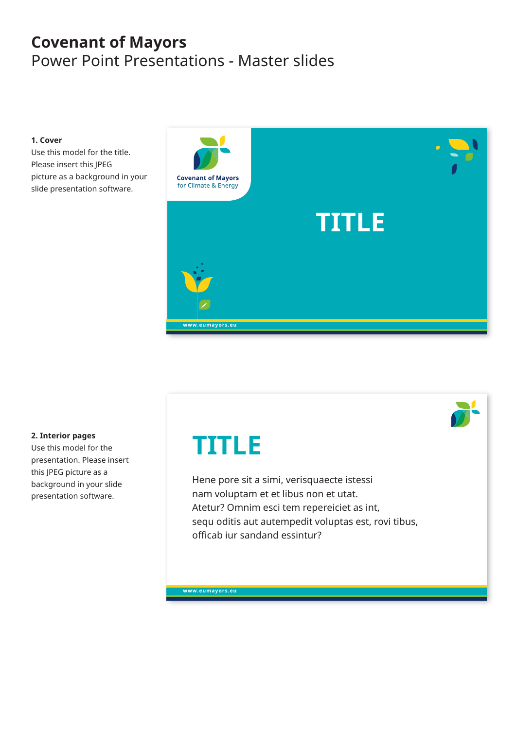# Covenant of Mayors
Power Point Presentations - Master slides

**1. Cover**
Use this model for the title. Please insert this JPEG picture as a background in your slide presentation software.

Covenant of Mayors
for Climate & Energy

TITLE

www.eumayors.eu

**2. Interior pages**
Use this model for the presentation. Please insert this JPEG picture as a background in your slide presentation software.

TITLE

Hene pore sit a simi, verisquaecte istessi nam voluptam et et libus non et utat. Atetur? Omnim esci tem repereiciet as int, sequ oditis aut autempedit voluptas est, rovi tibus, officab iur sandand essintur?

www.eumayors.eu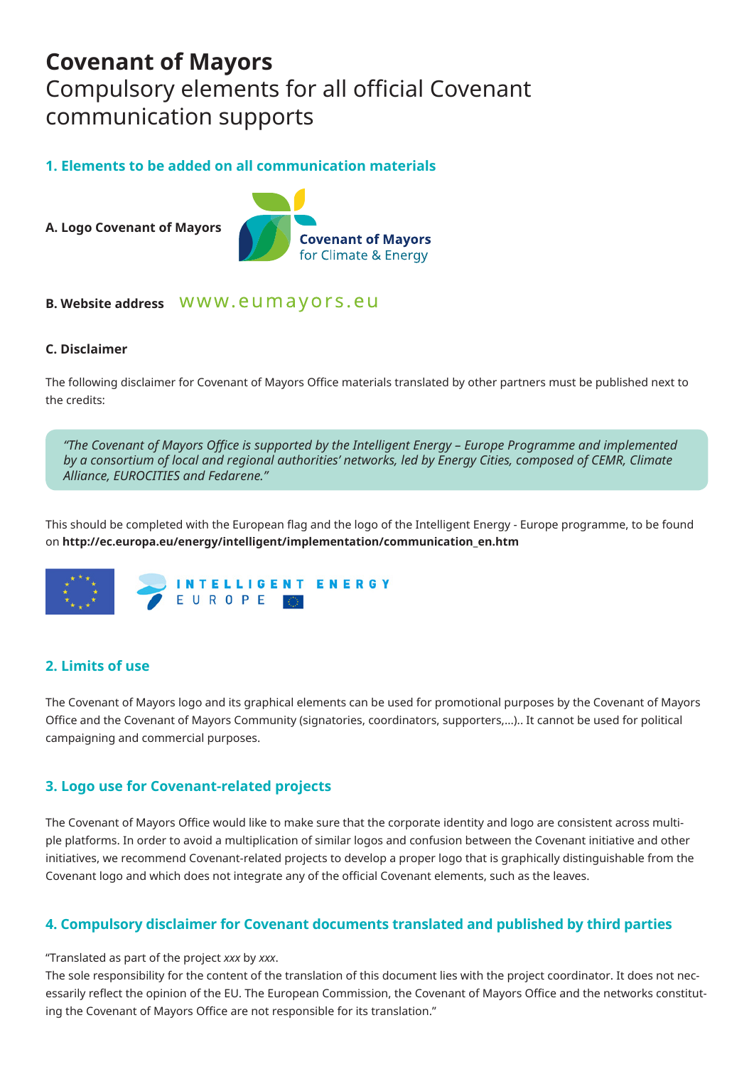# Covenant of Mayors

Compulsory elements for all official Covenant communication supports

## 1. Elements to be added on all communication materials

**A. Logo Covenant of Mayors**

Covenant of Mayors for Climate & Energy

**B. Website address** www.eumayors.eu

**C. Disclaimer**

The following disclaimer for Covenant of Mayors Office materials translated by other partners must be published next to the credits:

> *"The Covenant of Mayors Office is supported by the Intelligent Energy – Europe Programme and implemented by a consortium of local and regional authorities' networks, led by Energy Cities, composed of CEMR, Climate Alliance, EUROCITIES and Fedarene."*

This should be completed with the European flag and the logo of the Intelligent Energy - Europe programme, to be found on **http://ec.europa.eu/energy/intelligent/implementation/communication_en.htm**

INTELLIGENT ENERGY EUROPE

## 2. Limits of use

The Covenant of Mayors logo and its graphical elements can be used for promotional purposes by the Covenant of Mayors Office and the Covenant of Mayors Community (signatories, coordinators, supporters,...).. It cannot be used for political campaigning and commercial purposes.

## 3. Logo use for Covenant-related projects

The Covenant of Mayors Office would like to make sure that the corporate identity and logo are consistent across multiple platforms. In order to avoid a multiplication of similar logos and confusion between the Covenant initiative and other initiatives, we recommend Covenant-related projects to develop a proper logo that is graphically distinguishable from the Covenant logo and which does not integrate any of the official Covenant elements, such as the leaves.

## 4. Compulsory disclaimer for Covenant documents translated and published by third parties

"Translated as part of the project *xxx* by *xxx*.
The sole responsibility for the content of the translation of this document lies with the project coordinator. It does not necessarily reflect the opinion of the EU. The European Commission, the Covenant of Mayors Office and the networks constituting the Covenant of Mayors Office are not responsible for its translation."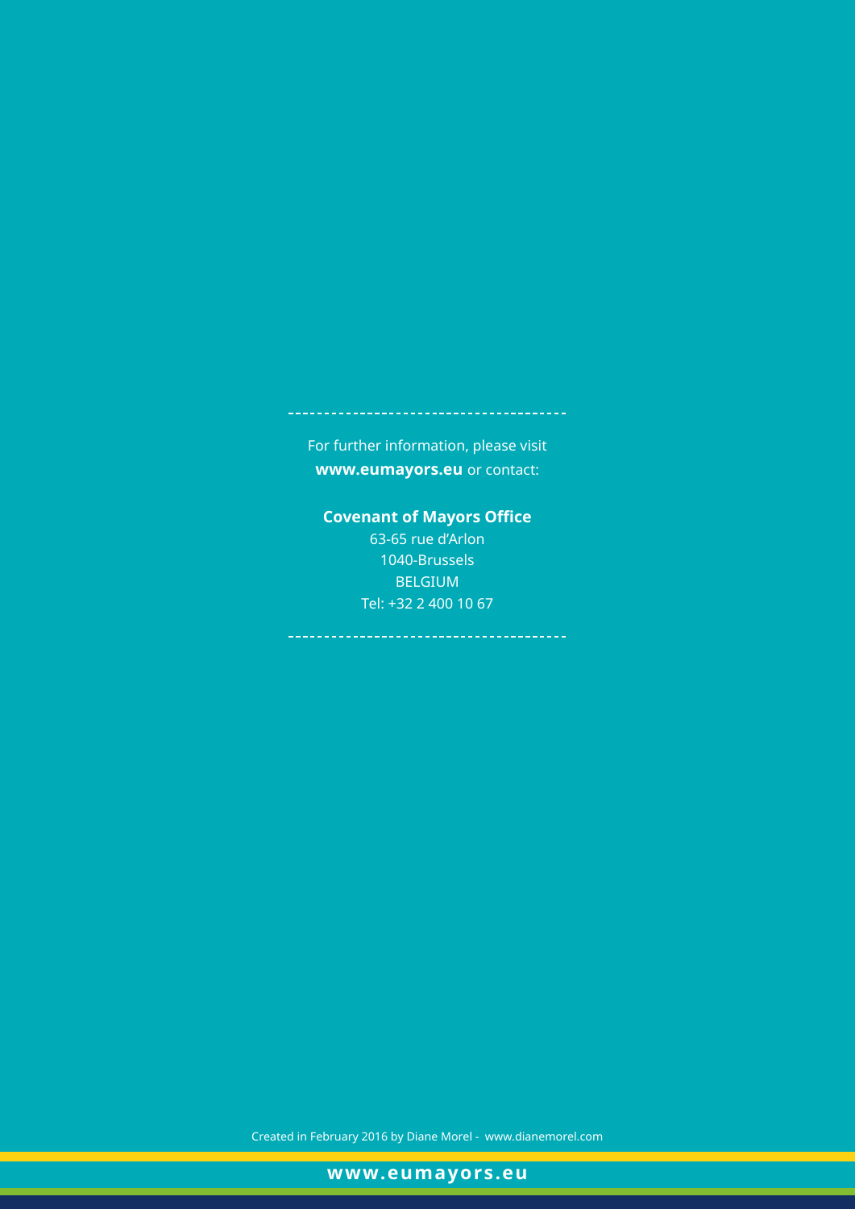For further information, please visit
**www.eumayors.eu** or contact:

**Covenant of Mayors Office**
63-65 rue d'Arlon
1040-Brussels
BELGIUM
Tel: +32 2 400 10 67

Created in February 2016 by Diane Morel - www.dianemorel.com

**www.eumayors.eu**